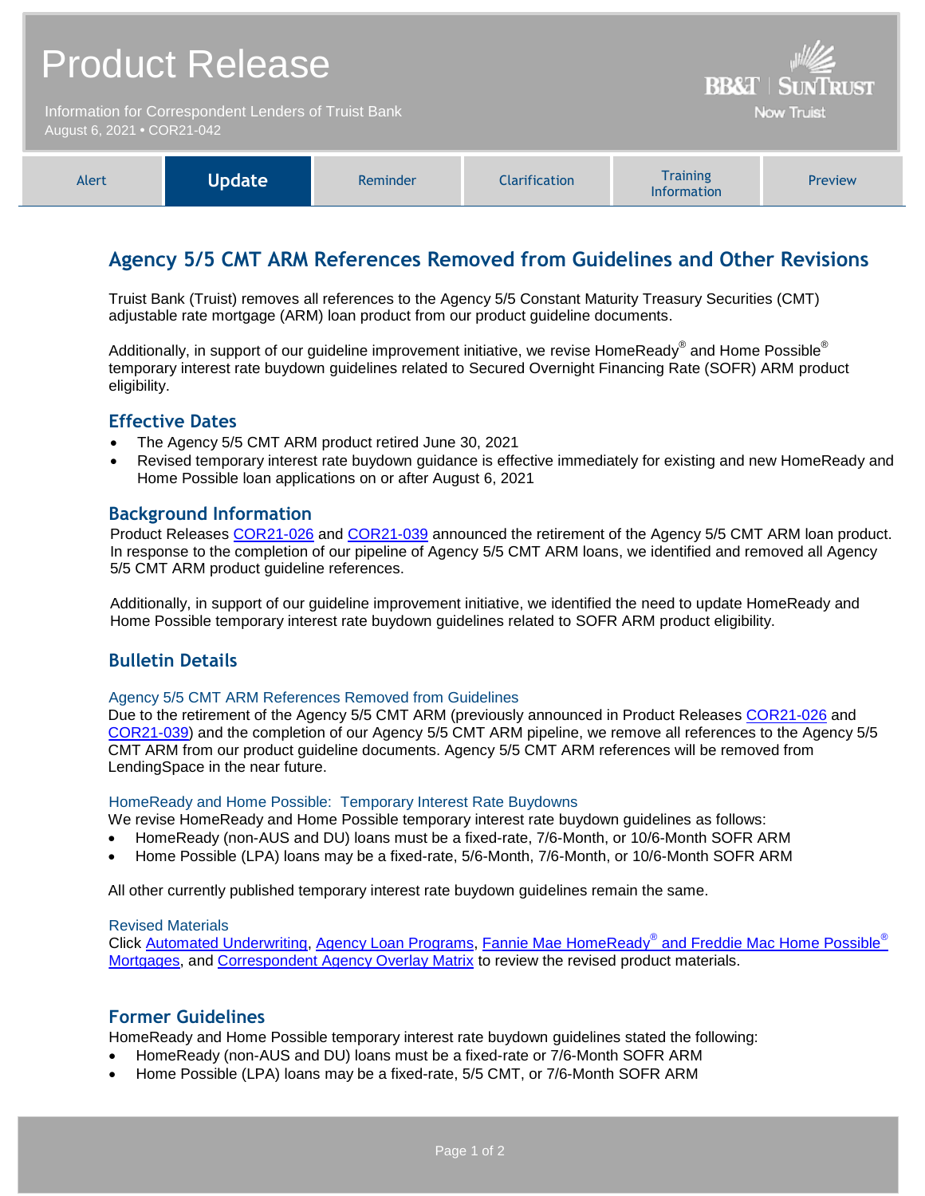# Product Release

Information for Correspondent Lenders of Truist Bank
August 6, 2021 • COR21-042

BB&T | SUNTRUST
Now Truist

| Alert | **Update** | Reminder | Clarification | Training Information | Preview |
|---|---|---|---|---|---|

## Agency 5/5 CMT ARM References Removed from Guidelines and Other Revisions

Truist Bank (Truist) removes all references to the Agency 5/5 Constant Maturity Treasury Securities (CMT) adjustable rate mortgage (ARM) loan product from our product guideline documents.

Additionally, in support of our guideline improvement initiative, we revise HomeReady® and Home Possible® temporary interest rate buydown guidelines related to Secured Overnight Financing Rate (SOFR) ARM product eligibility.

### Effective Dates

- The Agency 5/5 CMT ARM product retired June 30, 2021
- Revised temporary interest rate buydown guidance is effective immediately for existing and new HomeReady and Home Possible loan applications on or after August 6, 2021

### Background Information

Product Releases COR21-026 and COR21-039 announced the retirement of the Agency 5/5 CMT ARM loan product. In response to the completion of our pipeline of Agency 5/5 CMT ARM loans, we identified and removed all Agency 5/5 CMT ARM product guideline references.

Additionally, in support of our guideline improvement initiative, we identified the need to update HomeReady and Home Possible temporary interest rate buydown guidelines related to SOFR ARM product eligibility.

### Bulletin Details

#### Agency 5/5 CMT ARM References Removed from Guidelines

Due to the retirement of the Agency 5/5 CMT ARM (previously announced in Product Releases COR21-026 and COR21-039) and the completion of our Agency 5/5 CMT ARM pipeline, we remove all references to the Agency 5/5 CMT ARM from our product guideline documents. Agency 5/5 CMT ARM references will be removed from LendingSpace in the near future.

#### HomeReady and Home Possible: Temporary Interest Rate Buydowns

We revise HomeReady and Home Possible temporary interest rate buydown guidelines as follows:

- HomeReady (non-AUS and DU) loans must be a fixed-rate, 7/6-Month, or 10/6-Month SOFR ARM
- Home Possible (LPA) loans may be a fixed-rate, 5/6-Month, 7/6-Month, or 10/6-Month SOFR ARM

All other currently published temporary interest rate buydown guidelines remain the same.

#### Revised Materials

Click Automated Underwriting, Agency Loan Programs, Fannie Mae HomeReady® and Freddie Mac Home Possible® Mortgages, and Correspondent Agency Overlay Matrix to review the revised product materials.

### Former Guidelines

HomeReady and Home Possible temporary interest rate buydown guidelines stated the following:

- HomeReady (non-AUS and DU) loans must be a fixed-rate or 7/6-Month SOFR ARM
- Home Possible (LPA) loans may be a fixed-rate, 5/5 CMT, or 7/6-Month SOFR ARM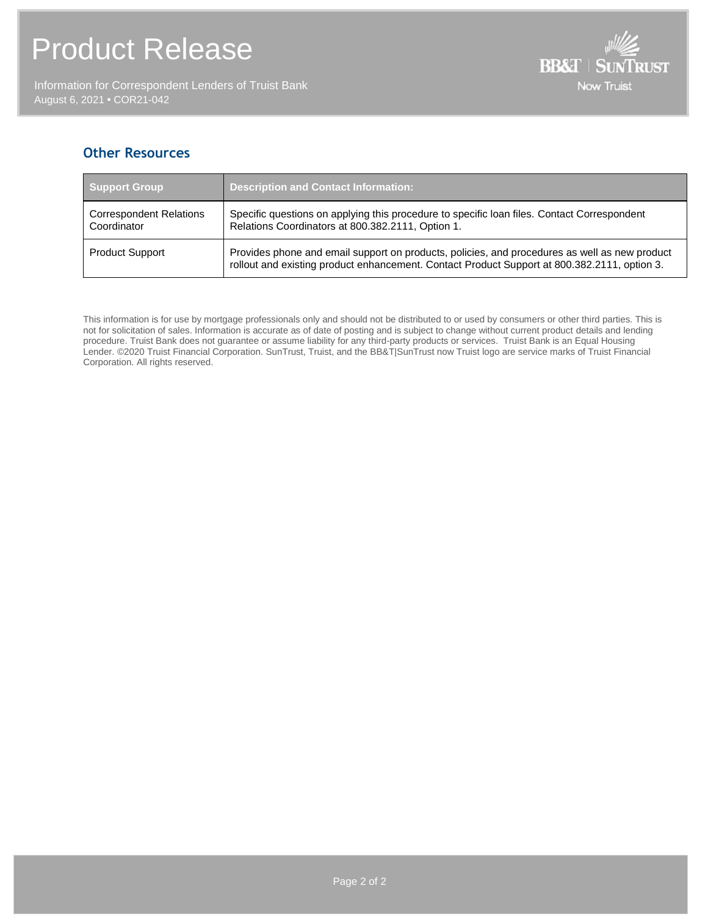## Other Resources

| Support Group | Description and Contact Information: |
|---|---|
| Correspondent Relations Coordinator | Specific questions on applying this procedure to specific loan files. Contact Correspondent Relations Coordinators at 800.382.2111, Option 1. |
| Product Support | Provides phone and email support on products, policies, and procedures as well as new product rollout and existing product enhancement. Contact Product Support at 800.382.2111, option 3. |

This information is for use by mortgage professionals only and should not be distributed to or used by consumers or other third parties. This is not for solicitation of sales. Information is accurate as of date of posting and is subject to change without current product details and lending procedure. Truist Bank does not guarantee or assume liability for any third-party products or services. Truist Bank is an Equal Housing Lender. ©2020 Truist Financial Corporation. SunTrust, Truist, and the BB&T|SunTrust now Truist logo are service marks of Truist Financial Corporation. All rights reserved.